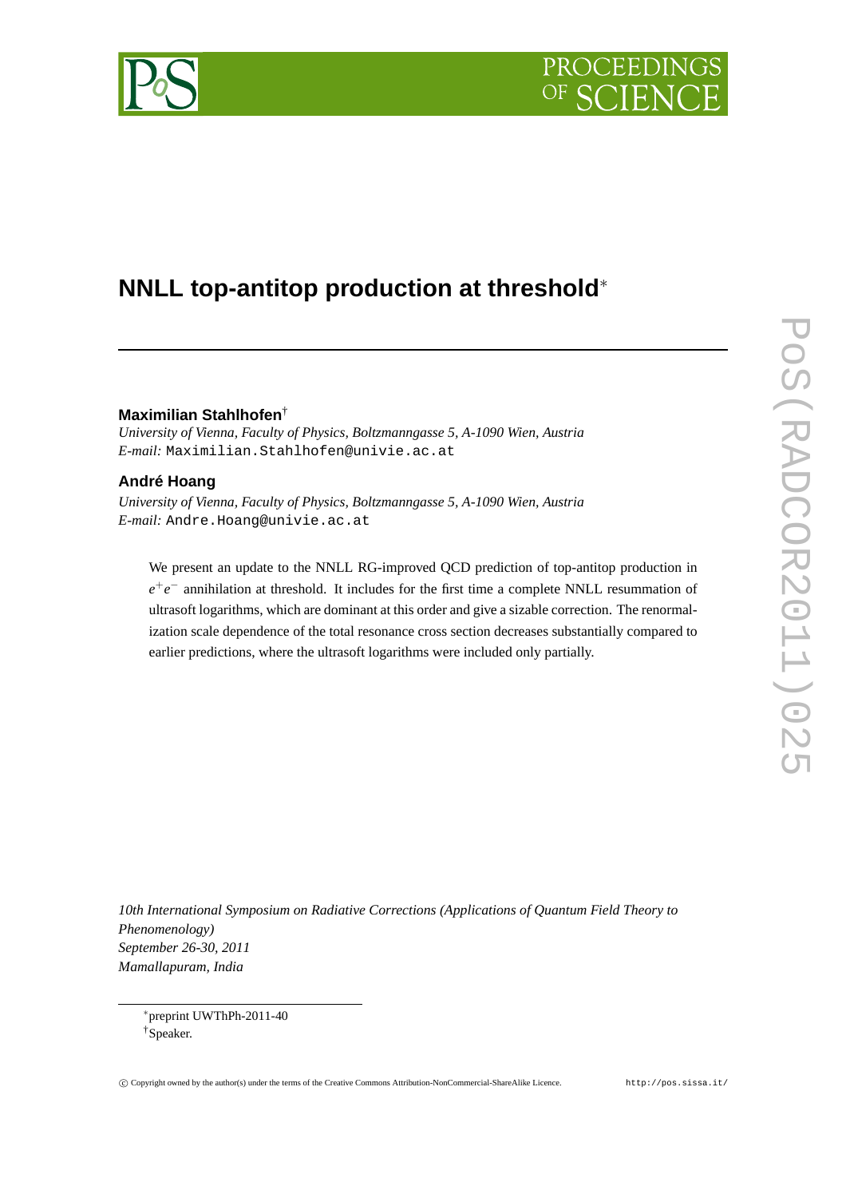# NNLL top-antitop production at threshold*

**Maximilian Stahlhofen**[†]

*University of Vienna, Faculty of Physics, Boltzmanngasse 5, A-1090 Wien, Austria*
*E-mail:* `Maximilian.Stahlhofen@univie.ac.at`

**André Hoang**

*University of Vienna, Faculty of Physics, Boltzmanngasse 5, A-1090 Wien, Austria*
*E-mail:* `Andre.Hoang@univie.ac.at`

We present an update to the NNLL RG-improved QCD prediction of top-antitop production in $e^+e^-$ annihilation at threshold. It includes for the first time a complete NNLL resummation of ultrasoft logarithms, which are dominant at this order and give a sizable correction. The renormalization scale dependence of the total resonance cross section decreases substantially compared to earlier predictions, where the ultrasoft logarithms were included only partially.

*10th International Symposium on Radiative Corrections (Applications of Quantum Field Theory to Phenomenology)*
*September 26-30, 2011*
*Mamallapuram, India*

*preprint UWThPh-2011-40
†Speaker.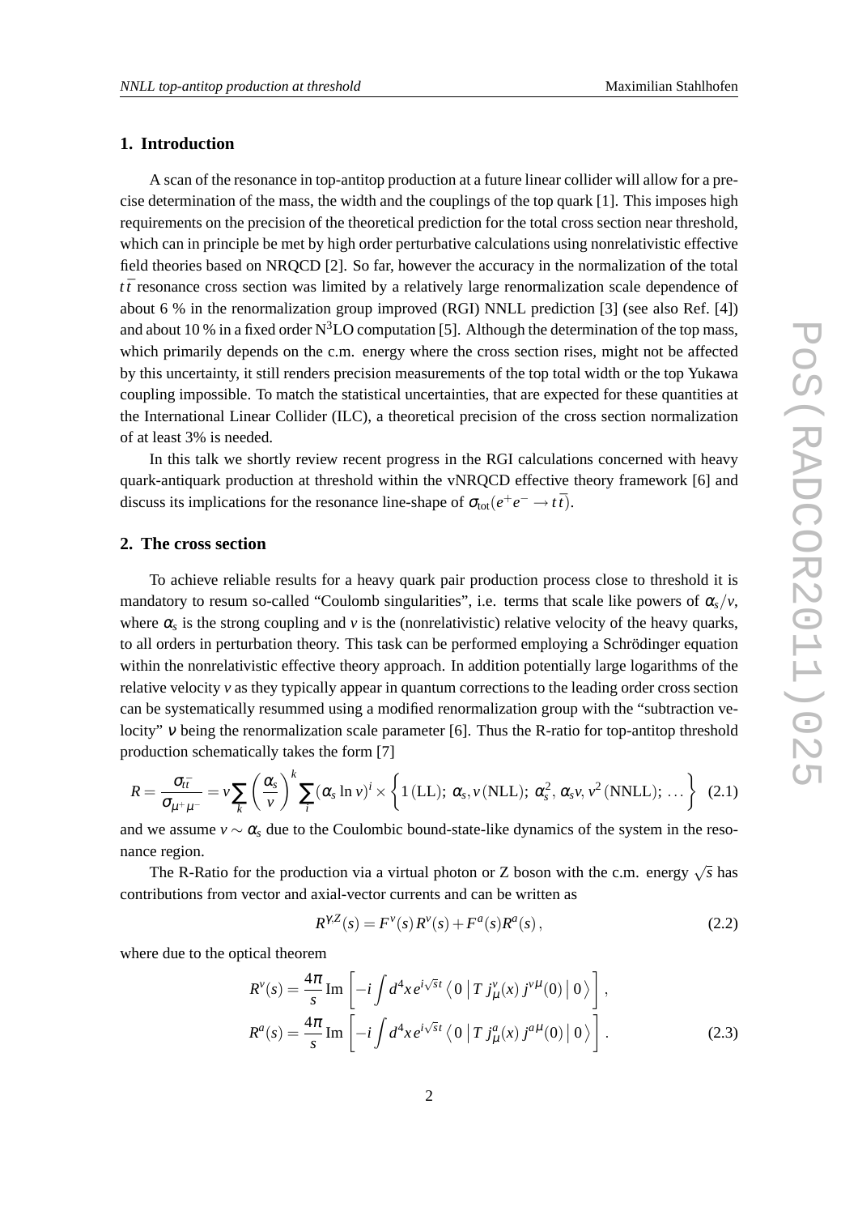## 1. Introduction

A scan of the resonance in top-antitop production at a future linear collider will allow for a precise determination of the mass, the width and the couplings of the top quark [1]. This imposes high requirements on the precision of the theoretical prediction for the total cross section near threshold, which can in principle be met by high order perturbative calculations using nonrelativistic effective field theories based on NRQCD [2]. So far, however the accuracy in the normalization of the total $t\bar{t}$ resonance cross section was limited by a relatively large renormalization scale dependence of about 6 % in the renormalization group improved (RGI) NNLL prediction [3] (see also Ref. [4]) and about 10 % in a fixed order N$^3$LO computation [5]. Although the determination of the top mass, which primarily depends on the c.m. energy where the cross section rises, might not be affected by this uncertainty, it still renders precision measurements of the top total width or the top Yukawa coupling impossible. To match the statistical uncertainties, that are expected for these quantities at the International Linear Collider (ILC), a theoretical precision of the cross section normalization of at least 3% is needed.

In this talk we shortly review recent progress in the RGI calculations concerned with heavy quark-antiquark production at threshold within the vNRQCD effective theory framework [6] and discuss its implications for the resonance line-shape of $\sigma_{\rm tot}(e^+e^- \to t\bar{t})$.

## 2. The cross section

To achieve reliable results for a heavy quark pair production process close to threshold it is mandatory to resum so-called "Coulomb singularities", i.e. terms that scale like powers of $\alpha_s/v$, where $\alpha_s$ is the strong coupling and $v$ is the (nonrelativistic) relative velocity of the heavy quarks, to all orders in perturbation theory. This task can be performed employing a Schrödinger equation within the nonrelativistic effective theory approach. In addition potentially large logarithms of the relative velocity $v$ as they typically appear in quantum corrections to the leading order cross section can be systematically resummed using a modified renormalization group with the "subtraction velocity" $\nu$ being the renormalization scale parameter [6]. Thus the R-ratio for top-antitop threshold production schematically takes the form [7]

$$R = \frac{\sigma_{t\bar{t}}}{\sigma_{\mu^+\mu^-}} = v\sum_k \left(\frac{\alpha_s}{v}\right)^k \sum_i (\alpha_s \ln v)^i \times \left\{ 1\,(\text{LL});\ \alpha_s, v\,(\text{NLL});\ \alpha_s^2, \alpha_s v, v^2\,(\text{NNLL});\ \ldots \right\} \quad (2.1)$$

and we assume $v \sim \alpha_s$ due to the Coulombic bound-state-like dynamics of the system in the resonance region.

The R-Ratio for the production via a virtual photon or Z boson with the c.m. energy $\sqrt{s}$ has contributions from vector and axial-vector currents and can be written as

$$R^{\gamma,Z}(s) = F^v(s)\,R^v(s) + F^a(s)R^a(s)\,, \quad (2.2)$$

where due to the optical theorem

$$R^v(s) = \frac{4\pi}{s}\,\text{Im}\left[-i\int d^4x\, e^{i\sqrt{s}t}\left\langle 0\,\middle|\, T\, j^v_\mu(x)\, j^{v\mu}(0)\,\middle|\, 0\right\rangle\right],$$
$$R^a(s) = \frac{4\pi}{s}\,\text{Im}\left[-i\int d^4x\, e^{i\sqrt{s}t}\left\langle 0\,\middle|\, T\, j^a_\mu(x)\, j^{a\mu}(0)\,\middle|\, 0\right\rangle\right]. \quad (2.3)$$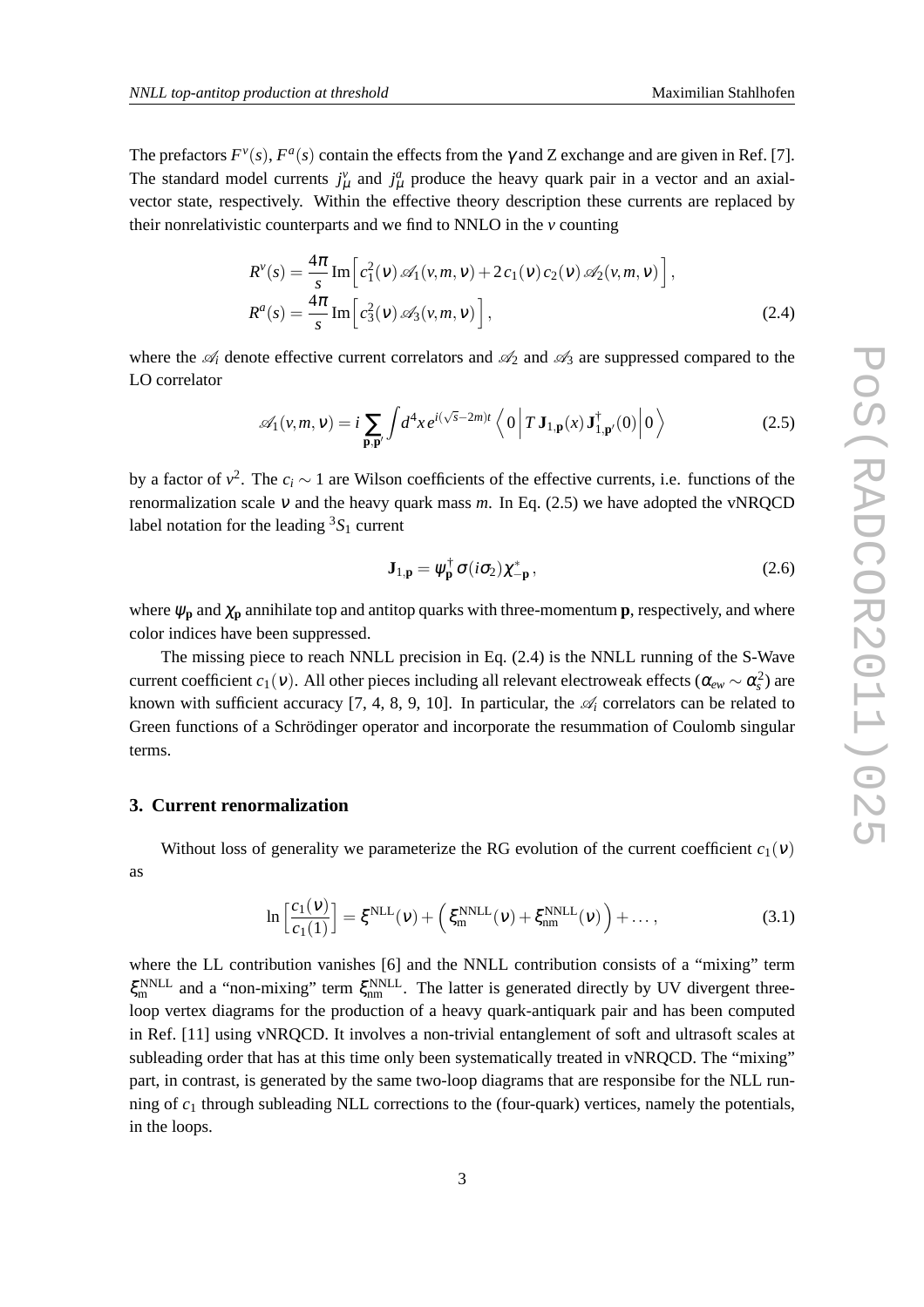The prefactors $F^v(s)$, $F^a(s)$ contain the effects from the $\gamma$ and Z exchange and are given in Ref. [7]. The standard model currents $j^v_\mu$ and $j^a_\mu$ produce the heavy quark pair in a vector and an axial-vector state, respectively. Within the effective theory description these currents are replaced by their nonrelativistic counterparts and we find to NNLO in the $v$ counting

$$
\begin{aligned}
R^v(s) &= \frac{4\pi}{s}\,\mathrm{Im}\Big[\, c_1^2(\nu)\,\mathscr{A}_1(v,m,\nu) + 2\,c_1(\nu)\,c_2(\nu)\,\mathscr{A}_2(v,m,\nu)\,\Big]\,,\\
R^a(s) &= \frac{4\pi}{s}\,\mathrm{Im}\Big[\, c_3^2(\nu)\,\mathscr{A}_3(v,m,\nu)\,\Big]\,,
\end{aligned}
\tag{2.4}
$$

where the $\mathscr{A}_i$ denote effective current correlators and $\mathscr{A}_2$ and $\mathscr{A}_3$ are suppressed compared to the LO correlator

$$
\mathscr{A}_1(v,m,\nu) = i\sum_{\mathbf{p},\mathbf{p}'}\int d^4x\, e^{i(\sqrt{s}-2m)t}\,\Big\langle\, 0\,\Big|\, T\,\mathbf{J}_{1,\mathbf{p}}(x)\,\mathbf{J}^\dagger_{1,\mathbf{p}'}(0)\,\Big|\, 0\,\Big\rangle
\tag{2.5}
$$

by a factor of $v^2$. The $c_i \sim 1$ are Wilson coefficients of the effective currents, i.e. functions of the renormalization scale $\nu$ and the heavy quark mass $m$. In Eq. (2.5) we have adopted the vNRQCD label notation for the leading ${}^3S_1$ current

$$
\mathbf{J}_{1,\mathbf{p}} = \psi^\dagger_{\mathbf{p}}\,\boldsymbol{\sigma}(i\sigma_2)\,\chi^*_{-\mathbf{p}}\,,
\tag{2.6}
$$

where $\psi_{\mathbf{p}}$ and $\chi_{\mathbf{p}}$ annihilate top and antitop quarks with three-momentum $\mathbf{p}$, respectively, and where color indices have been suppressed.

The missing piece to reach NNLL precision in Eq. (2.4) is the NNLL running of the S-Wave current coefficient $c_1(\nu)$. All other pieces including all relevant electroweak effects ($\alpha_{ew} \sim \alpha_s^2$) are known with sufficient accuracy [7, 4, 8, 9, 10]. In particular, the $\mathscr{A}_i$ correlators can be related to Green functions of a Schrödinger operator and incorporate the resummation of Coulomb singular terms.

## 3. Current renormalization

Without loss of generality we parameterize the RG evolution of the current coefficient $c_1(\nu)$ as

$$
\ln\Big[\frac{c_1(\nu)}{c_1(1)}\Big] = \xi^{\mathrm{NLL}}(\nu) + \Big(\,\xi^{\mathrm{NNLL}}_{\mathrm{m}}(\nu) + \xi^{\mathrm{NNLL}}_{\mathrm{nm}}(\nu)\,\Big) + \ldots\,,
\tag{3.1}
$$

where the LL contribution vanishes [6] and the NNLL contribution consists of a "mixing" term $\xi^{\mathrm{NNLL}}_{\mathrm{m}}$ and a "non-mixing" term $\xi^{\mathrm{NNLL}}_{\mathrm{nm}}$. The latter is generated directly by UV divergent three-loop vertex diagrams for the production of a heavy quark-antiquark pair and has been computed in Ref. [11] using vNRQCD. It involves a non-trivial entanglement of soft and ultrasoft scales at subleading order that has at this time only been systematically treated in vNRQCD. The "mixing" part, in contrast, is generated by the same two-loop diagrams that are responsibe for the NLL running of $c_1$ through subleading NLL corrections to the (four-quark) vertices, namely the potentials, in the loops.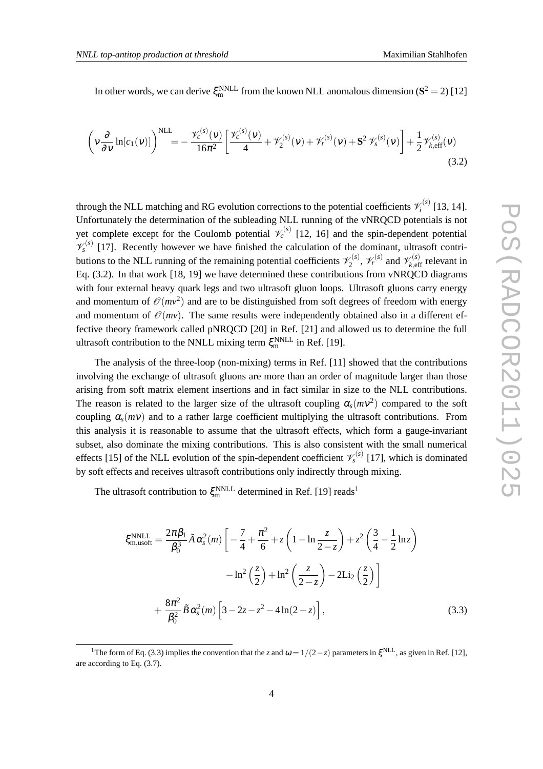In other words, we can derive $\xi_{\rm m}^{\rm NNLL}$ from the known NLL anomalous dimension ($\mathbf{S}^2 = 2$) [12]

$$
\left(\nu\frac{\partial}{\partial\nu}\ln[c_1(\nu)]\right)^{\rm NLL} = -\frac{\mathcal{V}_c^{(s)}(\nu)}{16\pi^2}\left[\frac{\mathcal{V}_c^{(s)}(\nu)}{4} + \mathcal{V}_2^{(s)}(\nu) + \mathcal{V}_r^{(s)}(\nu) + \mathbf{S}^2\,\mathcal{V}_s^{(s)}(\nu)\right] + \frac{1}{2}\mathcal{V}_{k,\rm eff}^{(s)}(\nu) \tag{3.2}
$$

through the NLL matching and RG evolution corrections to the potential coefficients $\mathcal{V}_i^{(s)}$ [13, 14]. Unfortunately the determination of the subleading NLL running of the vNRQCD potentials is not yet complete except for the Coulomb potential $\mathcal{V}_c^{(s)}$ [12, 16] and the spin-dependent potential $\mathcal{V}_s^{(s)}$ [17]. Recently however we have finished the calculation of the dominant, ultrasoft contributions to the NLL running of the remaining potential coefficients $\mathcal{V}_2^{(s)}$, $\mathcal{V}_r^{(s)}$ and $\mathcal{V}_{k,\rm eff}^{(s)}$ relevant in Eq. (3.2). In that work [18, 19] we have determined these contributions from vNRQCD diagrams with four external heavy quark legs and two ultrasoft gluon loops. Ultrasoft gluons carry energy and momentum of $\mathcal{O}(mv^2)$ and are to be distinguished from soft degrees of freedom with energy and momentum of $\mathcal{O}(mv)$. The same results were independently obtained also in a different effective theory framework called pNRQCD [20] in Ref. [21] and allowed us to determine the full ultrasoft contribution to the NNLL mixing term $\xi_{\rm m}^{\rm NNLL}$ in Ref. [19].

The analysis of the three-loop (non-mixing) terms in Ref. [11] showed that the contributions involving the exchange of ultrasoft gluons are more than an order of magnitude larger than those arising from soft matrix element insertions and in fact similar in size to the NLL contributions. The reason is related to the larger size of the ultrasoft coupling $\alpha_s(m\nu^2)$ compared to the soft coupling $\alpha_s(m\nu)$ and to a rather large coefficient multiplying the ultrasoft contributions. From this analysis it is reasonable to assume that the ultrasoft effects, which form a gauge-invariant subset, also dominate the mixing contributions. This is also consistent with the small numerical effects [15] of the NLL evolution of the spin-dependent coefficient $\mathcal{V}_s^{(s)}$ [17], which is dominated by soft effects and receives ultrasoft contributions only indirectly through mixing.

The ultrasoft contribution to $\xi_{\rm m}^{\rm NNLL}$ determined in Ref. [19] reads[1]

$$
\begin{aligned}
\xi_{\rm m,usoft}^{\rm NNLL} = \frac{2\pi\beta_1}{\beta_0^3}\tilde{A}\,\alpha_s^2(m)\bigg[&-\frac{7}{4} + \frac{\pi^2}{6} + z\left(1 - \ln\frac{z}{2-z}\right) + z^2\left(\frac{3}{4} - \frac{1}{2}\ln z\right) \\
&- \ln^2\left(\frac{z}{2}\right) + \ln^2\left(\frac{z}{2-z}\right) - 2\mathrm{Li}_2\left(\frac{z}{2}\right)\bigg] \\
+\ \frac{8\pi^2}{\beta_0^2}\tilde{B}\,\alpha_s^2(m)&\Big[3 - 2z - z^2 - 4\ln(2-z)\Big],
\end{aligned} \tag{3.3}
$$

[1] The form of Eq. (3.3) implies the convention that the $z$ and $\omega = 1/(2-z)$ parameters in $\xi^{\rm NLL}$, as given in Ref. [12], are according to Eq. (3.7).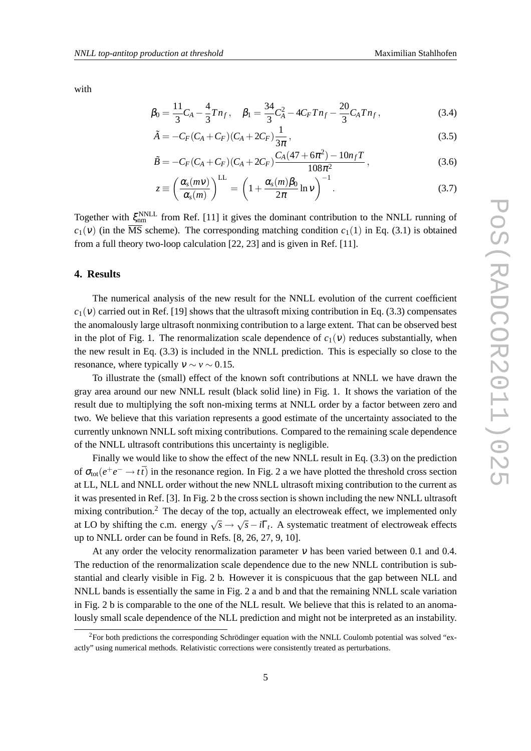with

$$\beta_0 = \frac{11}{3}C_A - \frac{4}{3}T n_f\,, \quad \beta_1 = \frac{34}{3}C_A^2 - 4C_F T n_f - \frac{20}{3}C_A T n_f\,, \tag{3.4}$$

$$\tilde{A} = -C_F(C_A + C_F)(C_A + 2C_F)\frac{1}{3\pi}\,, \tag{3.5}$$

$$\tilde{B} = -C_F(C_A + C_F)(C_A + 2C_F)\frac{C_A(47 + 6\pi^2) - 10n_f T}{108\pi^2}\,, \tag{3.6}$$

$$z \equiv \left(\frac{\alpha_s(m\nu)}{\alpha_s(m)}\right)^{\rm LL} = \left(1 + \frac{\alpha_s(m)\beta_0}{2\pi}\ln\nu\right)^{-1}. \tag{3.7}$$

Together with $\xi_{\rm nm}^{\rm NNLL}$ from Ref. [11] it gives the dominant contribution to the NNLL running of $c_1(\nu)$ (in the $\overline{\rm MS}$ scheme). The corresponding matching condition $c_1(1)$ in Eq. (3.1) is obtained from a full theory two-loop calculation [22, 23] and is given in Ref. [11].

## 4. Results

The numerical analysis of the new result for the NNLL evolution of the current coefficient $c_1(\nu)$ carried out in Ref. [19] shows that the ultrasoft mixing contribution in Eq. (3.3) compensates the anomalously large ultrasoft nonmixing contribution to a large extent. That can be observed best in the plot of Fig. 1. The renormalization scale dependence of $c_1(\nu)$ reduces substantially, when the new result in Eq. (3.3) is included in the NNLL prediction. This is especially so close to the resonance, where typically $\nu \sim v \sim 0.15$.

To illustrate the (small) effect of the known soft contributions at NNLL we have drawn the gray area around our new NNLL result (black solid line) in Fig. 1. It shows the variation of the result due to multiplying the soft non-mixing terms at NNLL order by a factor between zero and two. We believe that this variation represents a good estimate of the uncertainty associated to the currently unknown NNLL soft mixing contributions. Compared to the remaining scale dependence of the NNLL ultrasoft contributions this uncertainty is negligible.

Finally we would like to show the effect of the new NNLL result in Eq. (3.3) on the prediction of $\sigma_{\rm tot}(e^+e^- \to t\bar{t})$ in the resonance region. In Fig. 2 a we have plotted the threshold cross section at LL, NLL and NNLL order without the new NNLL ultrasoft mixing contribution to the current as it was presented in Ref. [3]. In Fig. 2 b the cross section is shown including the new NNLL ultrasoft mixing contribution.[2] The decay of the top, actually an electroweak effect, we implemented only at LO by shifting the c.m. energy $\sqrt{s} \to \sqrt{s} - i\Gamma_t$. A systematic treatment of electroweak effects up to NNLL order can be found in Refs. [8, 26, 27, 9, 10].

At any order the velocity renormalization parameter $\nu$ has been varied between 0.1 and 0.4. The reduction of the renormalization scale dependence due to the new NNLL contribution is substantial and clearly visible in Fig. 2 b. However it is conspicuous that the gap between NLL and NNLL bands is essentially the same in Fig. 2 a and b and that the remaining NNLL scale variation in Fig. 2 b is comparable to the one of the NLL result. We believe that this is related to an anomalously small scale dependence of the NLL prediction and might not be interpreted as an instability.

[2] For both predictions the corresponding Schrödinger equation with the NNLL Coulomb potential was solved "exactly" using numerical methods. Relativistic corrections were consistently treated as perturbations.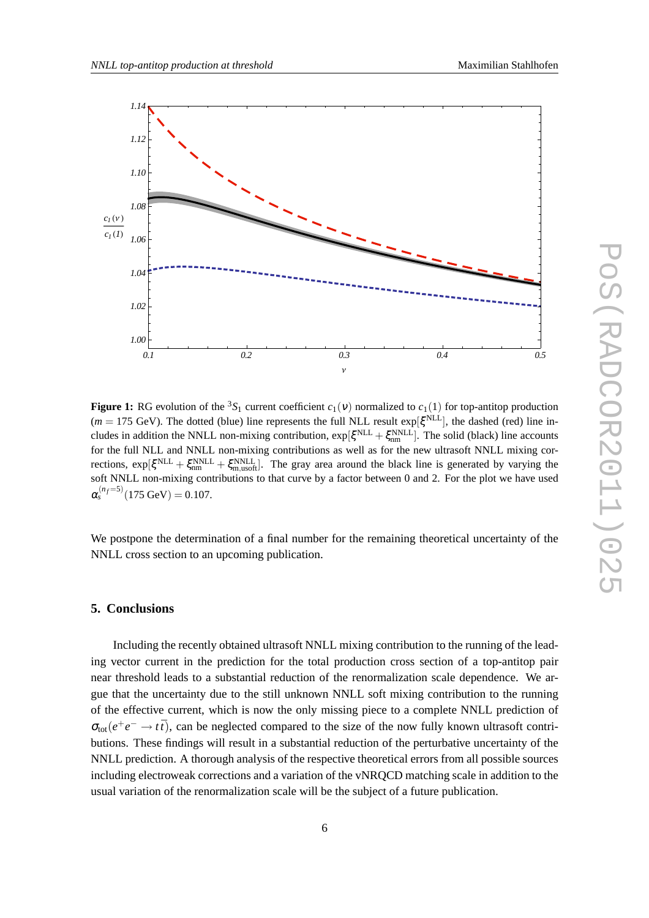**Figure 1:** RG evolution of the ${}^3S_1$ current coefficient $c_1(\nu)$ normalized to $c_1(1)$ for top-antitop production ($m = 175$ GeV). The dotted (blue) line represents the full NLL result $\exp[\xi^{\rm NLL}]$, the dashed (red) line includes in addition the NNLL non-mixing contribution, $\exp[\xi^{\rm NLL} + \xi^{\rm NNLL}_{\rm nm}]$. The solid (black) line accounts for the full NLL and NNLL non-mixing contributions as well as for the new ultrasoft NNLL mixing corrections, $\exp[\xi^{\rm NLL} + \xi^{\rm NNLL}_{\rm nm} + \xi^{\rm NNLL}_{\rm m,usoft}]$. The gray area around the black line is generated by varying the soft NNLL non-mixing contributions to that curve by a factor between 0 and 2. For the plot we have used $\alpha_s^{(n_f=5)}(175\text{ GeV}) = 0.107$.

We postpone the determination of a final number for the remaining theoretical uncertainty of the NNLL cross section to an upcoming publication.

## 5. Conclusions

Including the recently obtained ultrasoft NNLL mixing contribution to the running of the leading vector current in the prediction for the total production cross section of a top-antitop pair near threshold leads to a substantial reduction of the renormalization scale dependence. We argue that the uncertainty due to the still unknown NNLL soft mixing contribution to the running of the effective current, which is now the only missing piece to a complete NNLL prediction of $\sigma_{\rm tot}(e^+e^- \to t\bar{t})$, can be neglected compared to the size of the now fully known ultrasoft contributions. These findings will result in a substantial reduction of the perturbative uncertainty of the NNLL prediction. A thorough analysis of the respective theoretical errors from all possible sources including electroweak corrections and a variation of the vNRQCD matching scale in addition to the usual variation of the renormalization scale will be the subject of a future publication.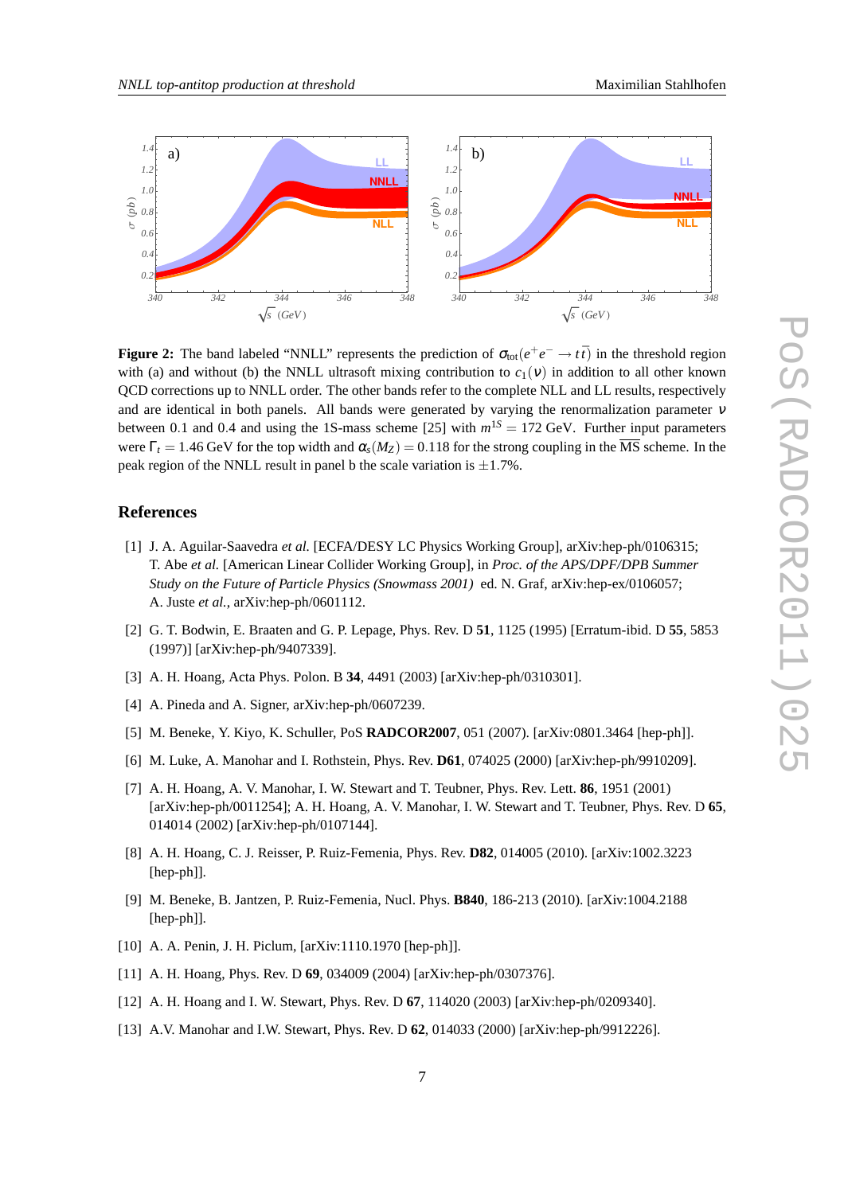**Figure 2:** The band labeled "NNLL" represents the prediction of $\sigma_{\rm tot}(e^+e^- \to t\bar{t})$ in the threshold region with (a) and without (b) the NNLL ultrasoft mixing contribution to $c_1(\nu)$ in addition to all other known QCD corrections up to NNLL order. The other bands refer to the complete NLL and LL results, respectively and are identical in both panels. All bands were generated by varying the renormalization parameter $\nu$ between 0.1 and 0.4 and using the 1S-mass scheme [25] with $m^{1S} = 172$ GeV. Further input parameters were $\Gamma_t = 1.46$ GeV for the top width and $\alpha_s(M_Z) = 0.118$ for the strong coupling in the $\overline{\rm MS}$ scheme. In the peak region of the NNLL result in panel b the scale variation is $\pm 1.7\%$.

## References

[1] J. A. Aguilar-Saavedra *et al.* [ECFA/DESY LC Physics Working Group], arXiv:hep-ph/0106315; T. Abe *et al.* [American Linear Collider Working Group], in *Proc. of the APS/DPF/DPB Summer Study on the Future of Particle Physics (Snowmass 2001)* ed. N. Graf, arXiv:hep-ex/0106057; A. Juste *et al.*, arXiv:hep-ph/0601112.

[2] G. T. Bodwin, E. Braaten and G. P. Lepage, Phys. Rev. D **51**, 1125 (1995) [Erratum-ibid. D **55**, 5853 (1997)] [arXiv:hep-ph/9407339].

[3] A. H. Hoang, Acta Phys. Polon. B **34**, 4491 (2003) [arXiv:hep-ph/0310301].

[4] A. Pineda and A. Signer, arXiv:hep-ph/0607239.

[5] M. Beneke, Y. Kiyo, K. Schuller, PoS **RADCOR2007**, 051 (2007). [arXiv:0801.3464 [hep-ph]].

[6] M. Luke, A. Manohar and I. Rothstein, Phys. Rev. **D61**, 074025 (2000) [arXiv:hep-ph/9910209].

[7] A. H. Hoang, A. V. Manohar, I. W. Stewart and T. Teubner, Phys. Rev. Lett. **86**, 1951 (2001) [arXiv:hep-ph/0011254]; A. H. Hoang, A. V. Manohar, I. W. Stewart and T. Teubner, Phys. Rev. D **65**, 014014 (2002) [arXiv:hep-ph/0107144].

[8] A. H. Hoang, C. J. Reisser, P. Ruiz-Femenia, Phys. Rev. **D82**, 014005 (2010). [arXiv:1002.3223 [hep-ph]].

[9] M. Beneke, B. Jantzen, P. Ruiz-Femenia, Nucl. Phys. **B840**, 186-213 (2010). [arXiv:1004.2188 [hep-ph]].

[10] A. A. Penin, J. H. Piclum, [arXiv:1110.1970 [hep-ph]].

[11] A. H. Hoang, Phys. Rev. D **69**, 034009 (2004) [arXiv:hep-ph/0307376].

[12] A. H. Hoang and I. W. Stewart, Phys. Rev. D **67**, 114020 (2003) [arXiv:hep-ph/0209340].

[13] A.V. Manohar and I.W. Stewart, Phys. Rev. D **62**, 014033 (2000) [arXiv:hep-ph/9912226].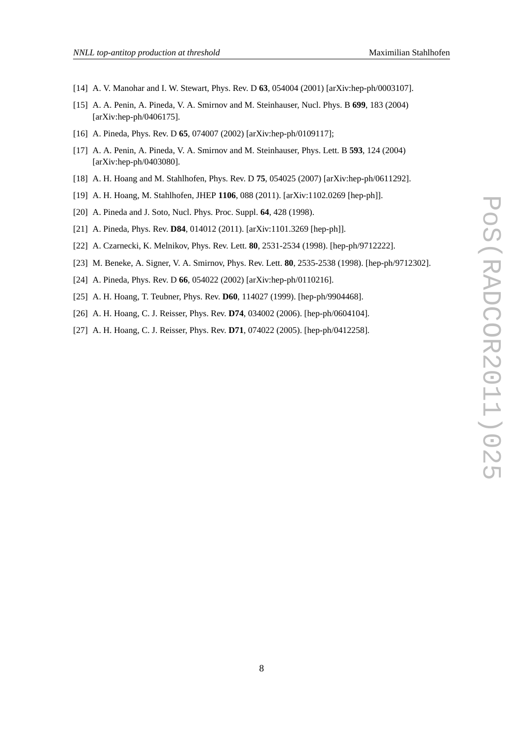[14] A. V. Manohar and I. W. Stewart, Phys. Rev. D **63**, 054004 (2001) [arXiv:hep-ph/0003107].

[15] A. A. Penin, A. Pineda, V. A. Smirnov and M. Steinhauser, Nucl. Phys. B **699**, 183 (2004) [arXiv:hep-ph/0406175].

[16] A. Pineda, Phys. Rev. D **65**, 074007 (2002) [arXiv:hep-ph/0109117];

[17] A. A. Penin, A. Pineda, V. A. Smirnov and M. Steinhauser, Phys. Lett. B **593**, 124 (2004) [arXiv:hep-ph/0403080].

[18] A. H. Hoang and M. Stahlhofen, Phys. Rev. D **75**, 054025 (2007) [arXiv:hep-ph/0611292].

[19] A. H. Hoang, M. Stahlhofen, JHEP **1106**, 088 (2011). [arXiv:1102.0269 [hep-ph]].

[20] A. Pineda and J. Soto, Nucl. Phys. Proc. Suppl. **64**, 428 (1998).

[21] A. Pineda, Phys. Rev. **D84**, 014012 (2011). [arXiv:1101.3269 [hep-ph]].

[22] A. Czarnecki, K. Melnikov, Phys. Rev. Lett. **80**, 2531-2534 (1998). [hep-ph/9712222].

[23] M. Beneke, A. Signer, V. A. Smirnov, Phys. Rev. Lett. **80**, 2535-2538 (1998). [hep-ph/9712302].

[24] A. Pineda, Phys. Rev. D **66**, 054022 (2002) [arXiv:hep-ph/0110216].

[25] A. H. Hoang, T. Teubner, Phys. Rev. **D60**, 114027 (1999). [hep-ph/9904468].

[26] A. H. Hoang, C. J. Reisser, Phys. Rev. **D74**, 034002 (2006). [hep-ph/0604104].

[27] A. H. Hoang, C. J. Reisser, Phys. Rev. **D71**, 074022 (2005). [hep-ph/0412258].